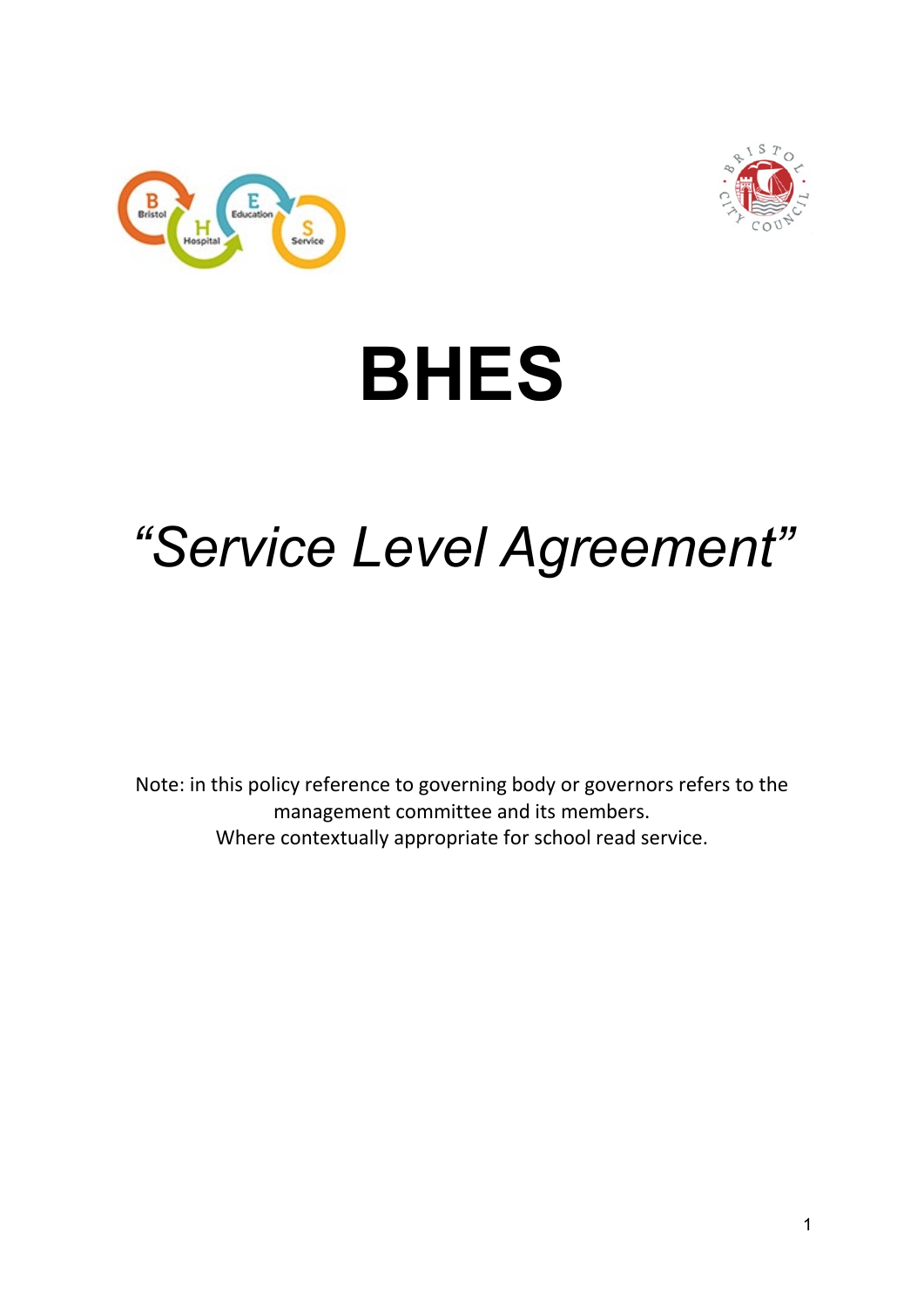# BHES

## *“Service Level Agreement”*

Note: in this policy reference to governing body or governors refers to the management committee and its members.
Where contextually appropriate for school read service.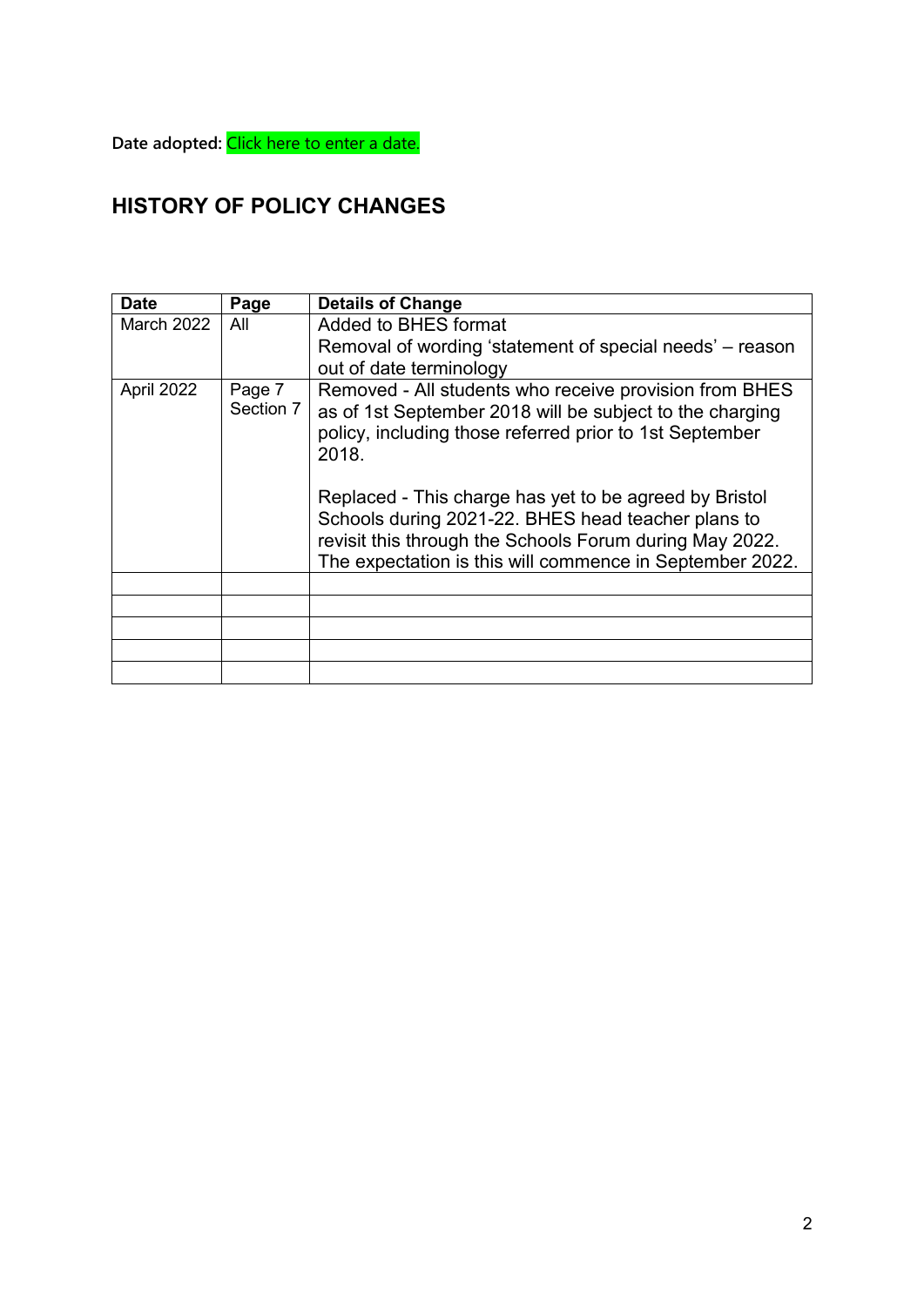**Date adopted:** Click here to enter a date.

## HISTORY OF POLICY CHANGES

| Date | Page | Details of Change |
| --- | --- | --- |
| March 2022 | All | Added to BHES format<br>Removal of wording 'statement of special needs' – reason out of date terminology |
| April 2022 | Page 7 Section 7 | Removed - All students who receive provision from BHES as of 1st September 2018 will be subject to the charging policy, including those referred prior to 1st September 2018.<br><br>Replaced - This charge has yet to be agreed by Bristol Schools during 2021-22. BHES head teacher plans to revisit this through the Schools Forum during May 2022. The expectation is this will commence in September 2022. |
| | | |
| | | |
| | | |
| | | |
| | | |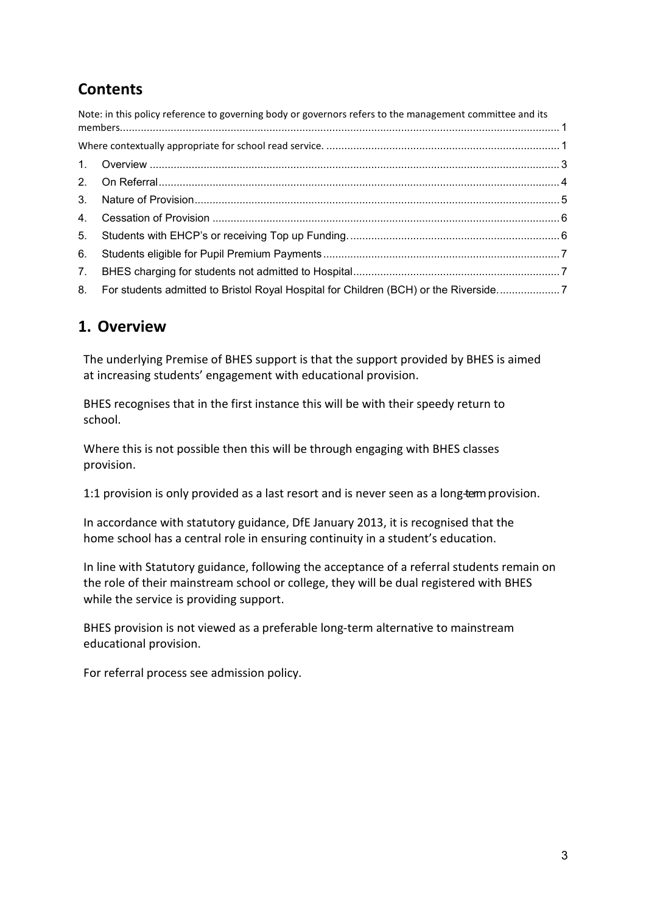## Contents

Note: in this policy reference to governing body or governors refers to the management committee and its members.......................................................................................................................................... 1

Where contextually appropriate for school read service. .............................................................................. 1

1. Overview ........................................................................................................................ 3
2. On Referral ..................................................................................................................... 4
3. Nature of Provision ......................................................................................................... 5
4. Cessation of Provision ................................................................................................... 6
5. Students with EHCP's or receiving Top up Funding. ...................................................... 6
6. Students eligible for Pupil Premium Payments .............................................................. 7
7. BHES charging for students not admitted to Hospital .................................................... 7
8. For students admitted to Bristol Royal Hospital for Children (BCH) or the Riverside. .................... 7

## 1. Overview

The underlying Premise of BHES support is that the support provided by BHES is aimed at increasing students' engagement with educational provision.

BHES recognises that in the first instance this will be with their speedy return to school.

Where this is not possible then this will be through engaging with BHES classes provision.

1:1 provision is only provided as a last resort and is never seen as a long-term provision.

In accordance with statutory guidance, DfE January 2013, it is recognised that the home school has a central role in ensuring continuity in a student's education.

In line with Statutory guidance, following the acceptance of a referral students remain on the role of their mainstream school or college, they will be dual registered with BHES while the service is providing support.

BHES provision is not viewed as a preferable long-term alternative to mainstream educational provision.

For referral process see admission policy.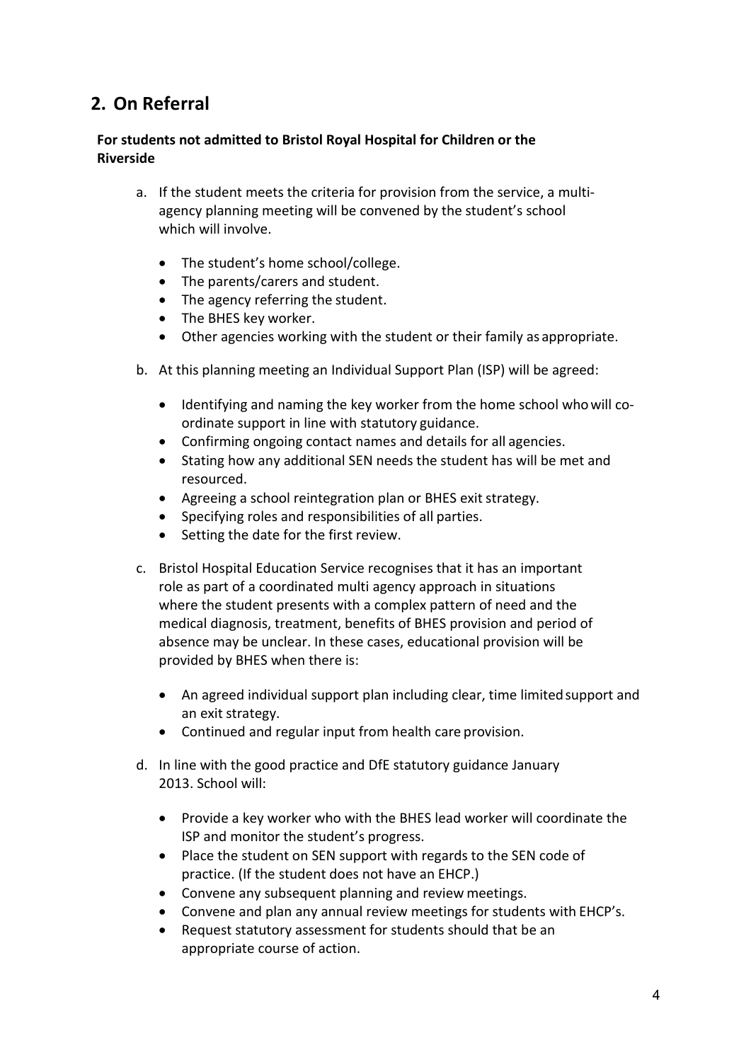## 2. On Referral

**For students not admitted to Bristol Royal Hospital for Children or the Riverside**

a. If the student meets the criteria for provision from the service, a multi-agency planning meeting will be convened by the student's school which will involve.

   - The student's home school/college.
   - The parents/carers and student.
   - The agency referring the student.
   - The BHES key worker.
   - Other agencies working with the student or their family as appropriate.

b. At this planning meeting an Individual Support Plan (ISP) will be agreed:

   - Identifying and naming the key worker from the home school who will co-ordinate support in line with statutory guidance.
   - Confirming ongoing contact names and details for all agencies.
   - Stating how any additional SEN needs the student has will be met and resourced.
   - Agreeing a school reintegration plan or BHES exit strategy.
   - Specifying roles and responsibilities of all parties.
   - Setting the date for the first review.

c. Bristol Hospital Education Service recognises that it has an important role as part of a coordinated multi agency approach in situations where the student presents with a complex pattern of need and the medical diagnosis, treatment, benefits of BHES provision and period of absence may be unclear. In these cases, educational provision will be provided by BHES when there is:

   - An agreed individual support plan including clear, time limited support and an exit strategy.
   - Continued and regular input from health care provision.

d. In line with the good practice and DfE statutory guidance January 2013. School will:

   - Provide a key worker who with the BHES lead worker will coordinate the ISP and monitor the student's progress.
   - Place the student on SEN support with regards to the SEN code of practice. (If the student does not have an EHCP.)
   - Convene any subsequent planning and review meetings.
   - Convene and plan any annual review meetings for students with EHCP's.
   - Request statutory assessment for students should that be an appropriate course of action.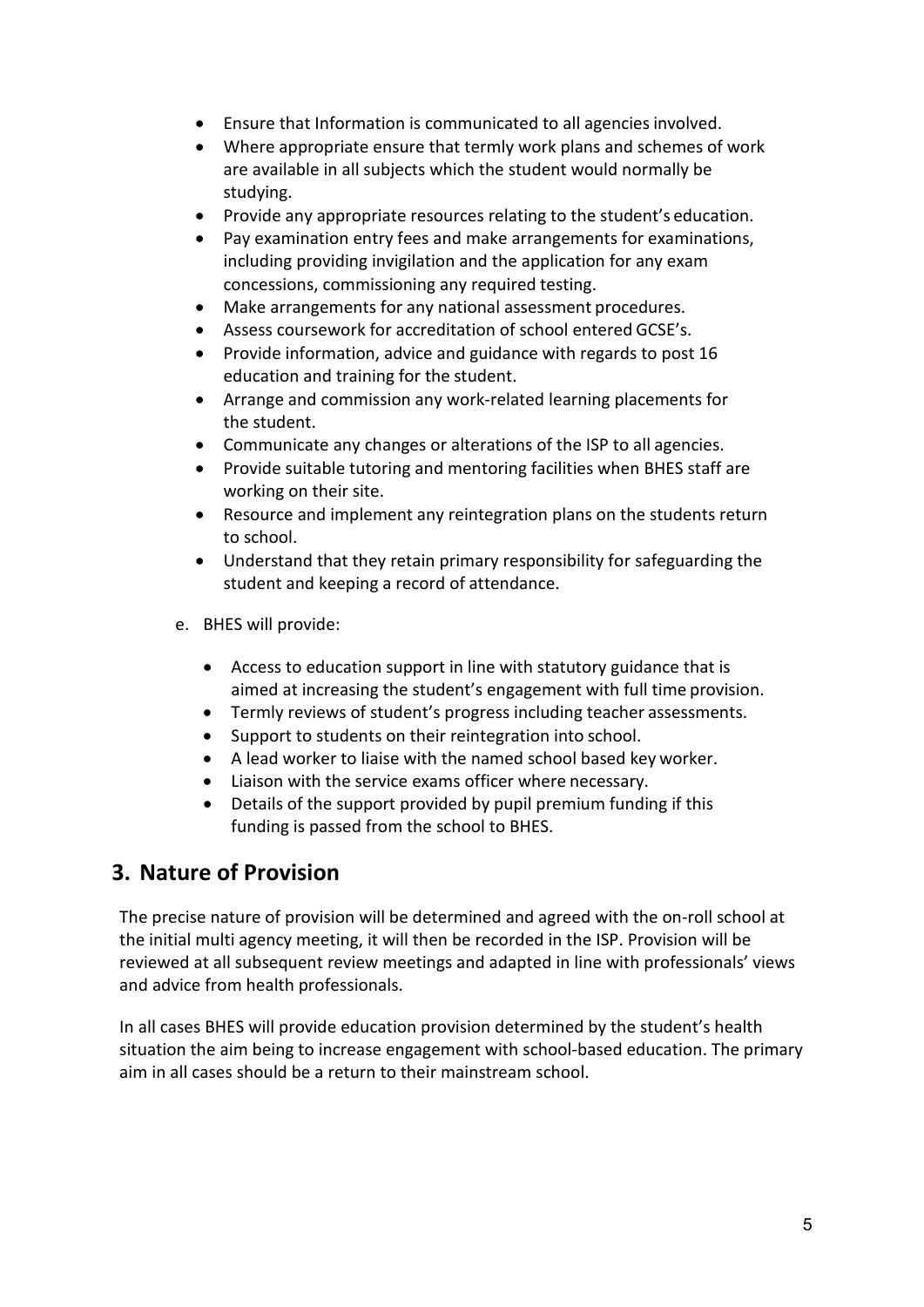- Ensure that Information is communicated to all agencies involved.
- Where appropriate ensure that termly work plans and schemes of work are available in all subjects which the student would normally be studying.
- Provide any appropriate resources relating to the student's education.
- Pay examination entry fees and make arrangements for examinations, including providing invigilation and the application for any exam concessions, commissioning any required testing.
- Make arrangements for any national assessment procedures.
- Assess coursework for accreditation of school entered GCSE's.
- Provide information, advice and guidance with regards to post 16 education and training for the student.
- Arrange and commission any work-related learning placements for the student.
- Communicate any changes or alterations of the ISP to all agencies.
- Provide suitable tutoring and mentoring facilities when BHES staff are working on their site.
- Resource and implement any reintegration plans on the students return to school.
- Understand that they retain primary responsibility for safeguarding the student and keeping a record of attendance.

e. BHES will provide:

- Access to education support in line with statutory guidance that is aimed at increasing the student's engagement with full time provision.
- Termly reviews of student's progress including teacher assessments.
- Support to students on their reintegration into school.
- A lead worker to liaise with the named school based key worker.
- Liaison with the service exams officer where necessary.
- Details of the support provided by pupil premium funding if this funding is passed from the school to BHES.

## 3. Nature of Provision

The precise nature of provision will be determined and agreed with the on-roll school at the initial multi agency meeting, it will then be recorded in the ISP. Provision will be reviewed at all subsequent review meetings and adapted in line with professionals' views and advice from health professionals.

In all cases BHES will provide education provision determined by the student's health situation the aim being to increase engagement with school-based education. The primary aim in all cases should be a return to their mainstream school.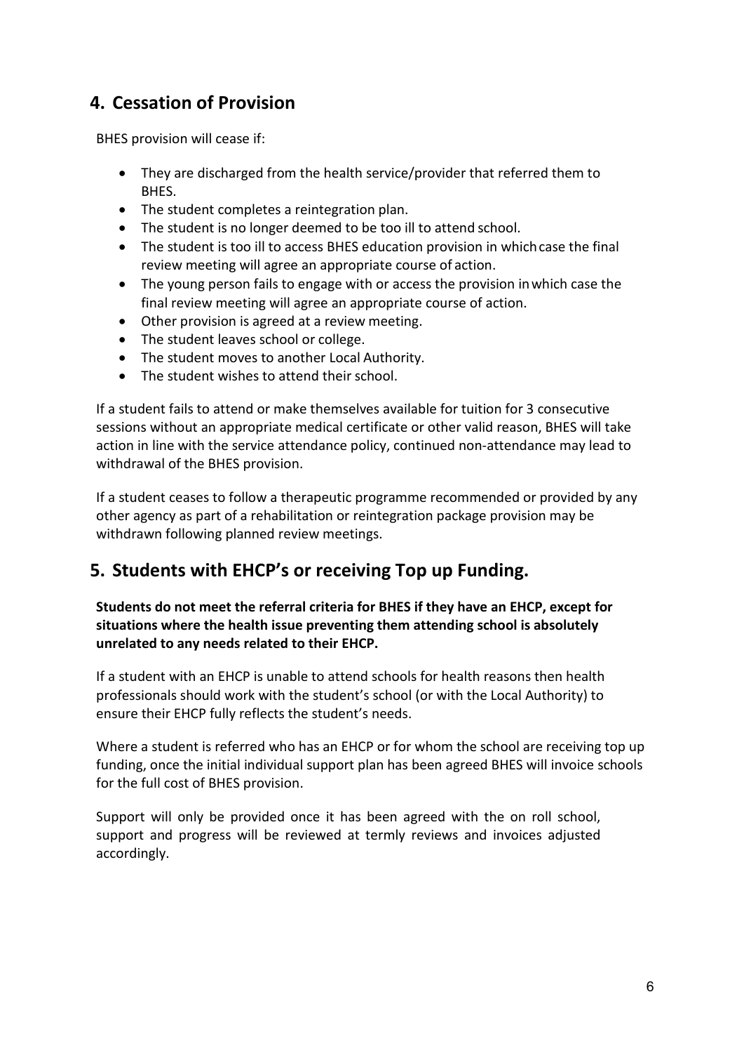## 4. Cessation of Provision

BHES provision will cease if:

- They are discharged from the health service/provider that referred them to BHES.
- The student completes a reintegration plan.
- The student is no longer deemed to be too ill to attend school.
- The student is too ill to access BHES education provision in which case the final review meeting will agree an appropriate course of action.
- The young person fails to engage with or access the provision in which case the final review meeting will agree an appropriate course of action.
- Other provision is agreed at a review meeting.
- The student leaves school or college.
- The student moves to another Local Authority.
- The student wishes to attend their school.

If a student fails to attend or make themselves available for tuition for 3 consecutive sessions without an appropriate medical certificate or other valid reason, BHES will take action in line with the service attendance policy, continued non-attendance may lead to withdrawal of the BHES provision.

If a student ceases to follow a therapeutic programme recommended or provided by any other agency as part of a rehabilitation or reintegration package provision may be withdrawn following planned review meetings.

## 5. Students with EHCP's or receiving Top up Funding.

**Students do not meet the referral criteria for BHES if they have an EHCP, except for situations where the health issue preventing them attending school is absolutely unrelated to any needs related to their EHCP.**

If a student with an EHCP is unable to attend schools for health reasons then health professionals should work with the student's school (or with the Local Authority) to ensure their EHCP fully reflects the student's needs.

Where a student is referred who has an EHCP or for whom the school are receiving top up funding, once the initial individual support plan has been agreed BHES will invoice schools for the full cost of BHES provision.

Support will only be provided once it has been agreed with the on roll school, support and progress will be reviewed at termly reviews and invoices adjusted accordingly.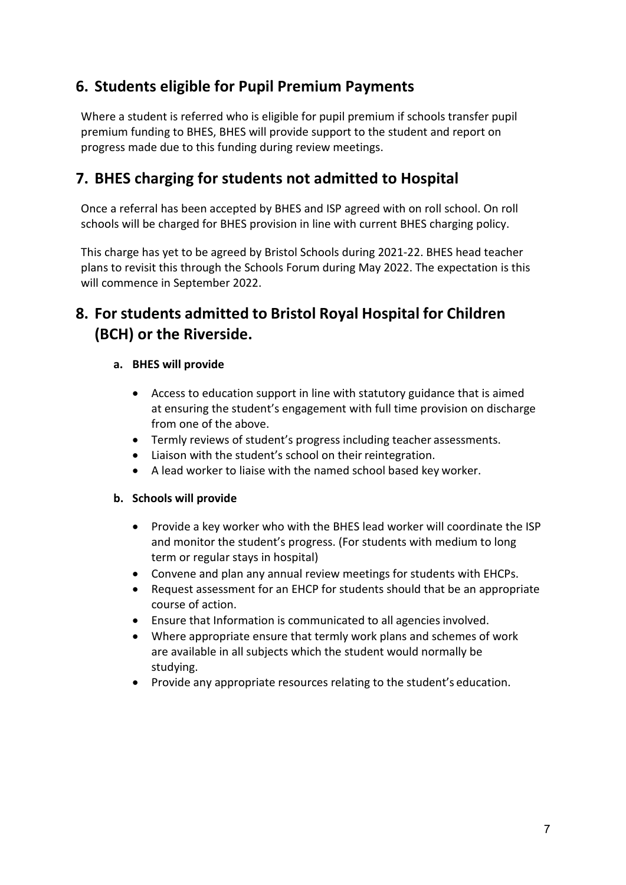## 6. Students eligible for Pupil Premium Payments

Where a student is referred who is eligible for pupil premium if schools transfer pupil premium funding to BHES, BHES will provide support to the student and report on progress made due to this funding during review meetings.

## 7. BHES charging for students not admitted to Hospital

Once a referral has been accepted by BHES and ISP agreed with on roll school. On roll schools will be charged for BHES provision in line with current BHES charging policy.

This charge has yet to be agreed by Bristol Schools during 2021-22. BHES head teacher plans to revisit this through the Schools Forum during May 2022. The expectation is this will commence in September 2022.

## 8. For students admitted to Bristol Royal Hospital for Children (BCH) or the Riverside.

### a. BHES will provide

- Access to education support in line with statutory guidance that is aimed at ensuring the student's engagement with full time provision on discharge from one of the above.
- Termly reviews of student's progress including teacher assessments.
- Liaison with the student's school on their reintegration.
- A lead worker to liaise with the named school based key worker.

### b. Schools will provide

- Provide a key worker who with the BHES lead worker will coordinate the ISP and monitor the student's progress. (For students with medium to long term or regular stays in hospital)
- Convene and plan any annual review meetings for students with EHCPs.
- Request assessment for an EHCP for students should that be an appropriate course of action.
- Ensure that Information is communicated to all agencies involved.
- Where appropriate ensure that termly work plans and schemes of work are available in all subjects which the student would normally be studying.
- Provide any appropriate resources relating to the student's education.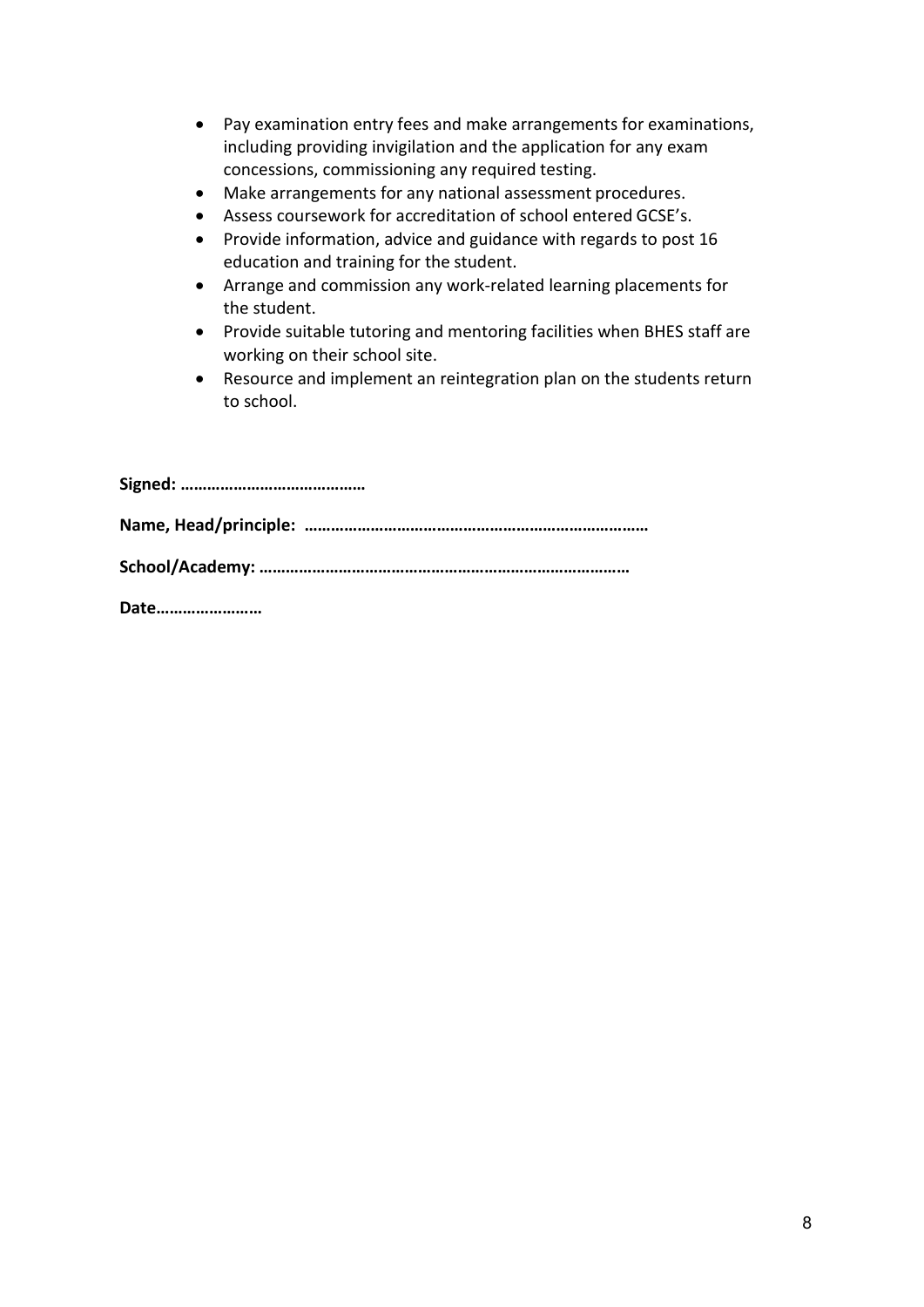- Pay examination entry fees and make arrangements for examinations, including providing invigilation and the application for any exam concessions, commissioning any required testing.
- Make arrangements for any national assessment procedures.
- Assess coursework for accreditation of school entered GCSE's.
- Provide information, advice and guidance with regards to post 16 education and training for the student.
- Arrange and commission any work-related learning placements for the student.
- Provide suitable tutoring and mentoring facilities when BHES staff are working on their school site.
- Resource and implement an reintegration plan on the students return to school.

**Signed: ……………………………………**

**Name, Head/principle: ……………………………………………………………………**

**School/Academy: ………………………………………………………………………**

**Date……………………**